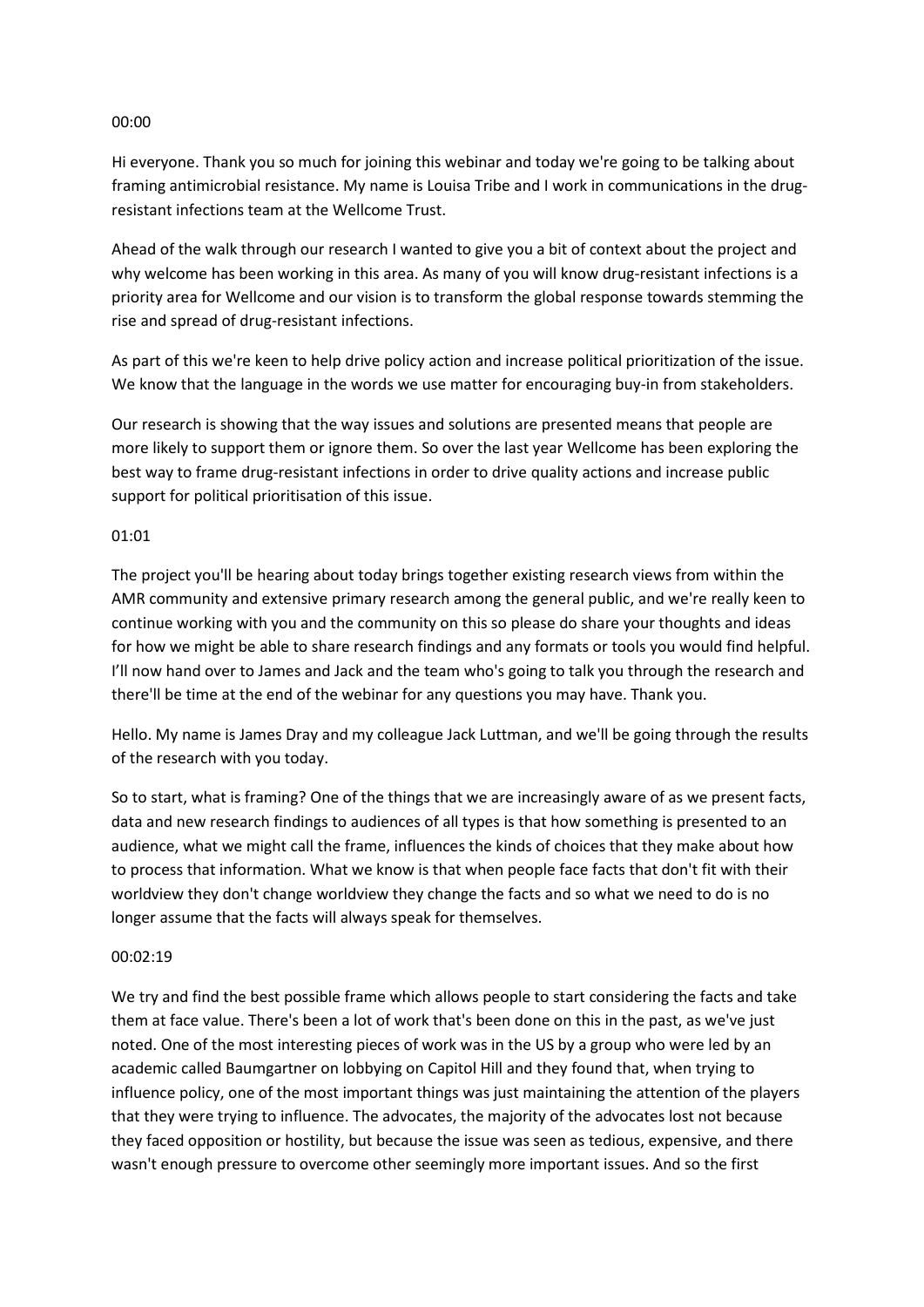00:00

Hi everyone. Thank you so much for joining this webinar and today we're going to be talking about framing antimicrobial resistance. My name is Louisa Tribe and I work in communications in the drug-resistant infections team at the Wellcome Trust.

Ahead of the walk through our research I wanted to give you a bit of context about the project and why welcome has been working in this area. As many of you will know drug-resistant infections is a priority area for Wellcome and our vision is to transform the global response towards stemming the rise and spread of drug-resistant infections.

As part of this we're keen to help drive policy action and increase political prioritization of the issue. We know that the language in the words we use matter for encouraging buy-in from stakeholders.

Our research is showing that the way issues and solutions are presented means that people are more likely to support them or ignore them. So over the last year Wellcome has been exploring the best way to frame drug-resistant infections in order to drive quality actions and increase public support for political prioritisation of this issue.

01:01

The project you'll be hearing about today brings together existing research views from within the AMR community and extensive primary research among the general public, and we're really keen to continue working with you and the community on this so please do share your thoughts and ideas for how we might be able to share research findings and any formats or tools you would find helpful. I'll now hand over to James and Jack and the team who's going to talk you through the research and there'll be time at the end of the webinar for any questions you may have. Thank you.

Hello. My name is James Dray and my colleague Jack Luttman, and we'll be going through the results of the research with you today.

So to start, what is framing? One of the things that we are increasingly aware of as we present facts, data and new research findings to audiences of all types is that how something is presented to an audience, what we might call the frame, influences the kinds of choices that they make about how to process that information. What we know is that when people face facts that don't fit with their worldview they don't change worldview they change the facts and so what we need to do is no longer assume that the facts will always speak for themselves.

00:02:19

We try and find the best possible frame which allows people to start considering the facts and take them at face value. There's been a lot of work that's been done on this in the past, as we've just noted. One of the most interesting pieces of work was in the US by a group who were led by an academic called Baumgartner on lobbying on Capitol Hill and they found that, when trying to influence policy, one of the most important things was just maintaining the attention of the players that they were trying to influence. The advocates, the majority of the advocates lost not because they faced opposition or hostility, but because the issue was seen as tedious, expensive, and there wasn't enough pressure to overcome other seemingly more important issues. And so the first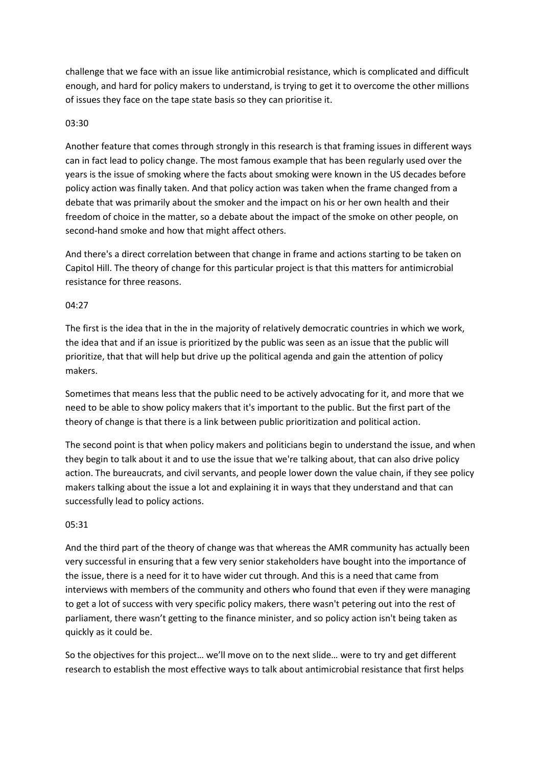challenge that we face with an issue like antimicrobial resistance, which is complicated and difficult enough, and hard for policy makers to understand, is trying to get it to overcome the other millions of issues they face on the tape state basis so they can prioritise it.

03:30

Another feature that comes through strongly in this research is that framing issues in different ways can in fact lead to policy change. The most famous example that has been regularly used over the years is the issue of smoking where the facts about smoking were known in the US decades before policy action was finally taken. And that policy action was taken when the frame changed from a debate that was primarily about the smoker and the impact on his or her own health and their freedom of choice in the matter, so a debate about the impact of the smoke on other people, on second-hand smoke and how that might affect others.

And there's a direct correlation between that change in frame and actions starting to be taken on Capitol Hill. The theory of change for this particular project is that this matters for antimicrobial resistance for three reasons.

04:27

The first is the idea that in the in the majority of relatively democratic countries in which we work, the idea that and if an issue is prioritized by the public was seen as an issue that the public will prioritize, that that will help but drive up the political agenda and gain the attention of policy makers.

Sometimes that means less that the public need to be actively advocating for it, and more that we need to be able to show policy makers that it's important to the public. But the first part of the theory of change is that there is a link between public prioritization and political action.

The second point is that when policy makers and politicians begin to understand the issue, and when they begin to talk about it and to use the issue that we're talking about, that can also drive policy action. The bureaucrats, and civil servants, and people lower down the value chain, if they see policy makers talking about the issue a lot and explaining it in ways that they understand and that can successfully lead to policy actions.

05:31

And the third part of the theory of change was that whereas the AMR community has actually been very successful in ensuring that a few very senior stakeholders have bought into the importance of the issue, there is a need for it to have wider cut through. And this is a need that came from interviews with members of the community and others who found that even if they were managing to get a lot of success with very specific policy makers, there wasn't petering out into the rest of parliament, there wasn't getting to the finance minister, and so policy action isn't being taken as quickly as it could be.

So the objectives for this project… we'll move on to the next slide… were to try and get different research to establish the most effective ways to talk about antimicrobial resistance that first helps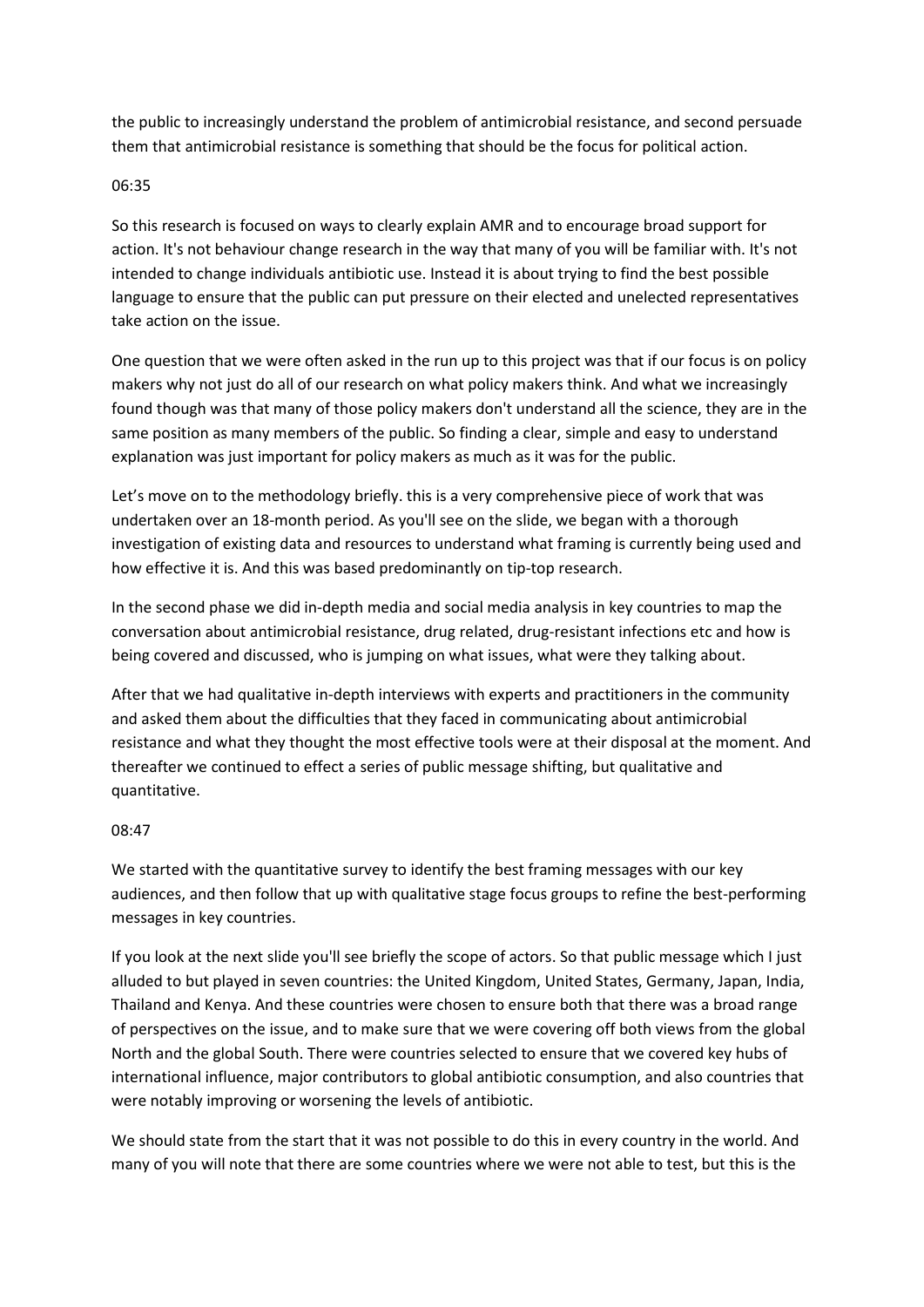the public to increasingly understand the problem of antimicrobial resistance, and second persuade them that antimicrobial resistance is something that should be the focus for political action.

06:35

So this research is focused on ways to clearly explain AMR and to encourage broad support for action. It's not behaviour change research in the way that many of you will be familiar with. It's not intended to change individuals antibiotic use. Instead it is about trying to find the best possible language to ensure that the public can put pressure on their elected and unelected representatives take action on the issue.

One question that we were often asked in the run up to this project was that if our focus is on policy makers why not just do all of our research on what policy makers think. And what we increasingly found though was that many of those policy makers don't understand all the science, they are in the same position as many members of the public. So finding a clear, simple and easy to understand explanation was just important for policy makers as much as it was for the public.

Let's move on to the methodology briefly. this is a very comprehensive piece of work that was undertaken over an 18-month period. As you'll see on the slide, we began with a thorough investigation of existing data and resources to understand what framing is currently being used and how effective it is. And this was based predominantly on tip-top research.

In the second phase we did in-depth media and social media analysis in key countries to map the conversation about antimicrobial resistance, drug related, drug-resistant infections etc and how is being covered and discussed, who is jumping on what issues, what were they talking about.

After that we had qualitative in-depth interviews with experts and practitioners in the community and asked them about the difficulties that they faced in communicating about antimicrobial resistance and what they thought the most effective tools were at their disposal at the moment. And thereafter we continued to effect a series of public message shifting, but qualitative and quantitative.

08:47

We started with the quantitative survey to identify the best framing messages with our key audiences, and then follow that up with qualitative stage focus groups to refine the best-performing messages in key countries.

If you look at the next slide you'll see briefly the scope of actors. So that public message which I just alluded to but played in seven countries: the United Kingdom, United States, Germany, Japan, India, Thailand and Kenya. And these countries were chosen to ensure both that there was a broad range of perspectives on the issue, and to make sure that we were covering off both views from the global North and the global South. There were countries selected to ensure that we covered key hubs of international influence, major contributors to global antibiotic consumption, and also countries that were notably improving or worsening the levels of antibiotic.

We should state from the start that it was not possible to do this in every country in the world. And many of you will note that there are some countries where we were not able to test, but this is the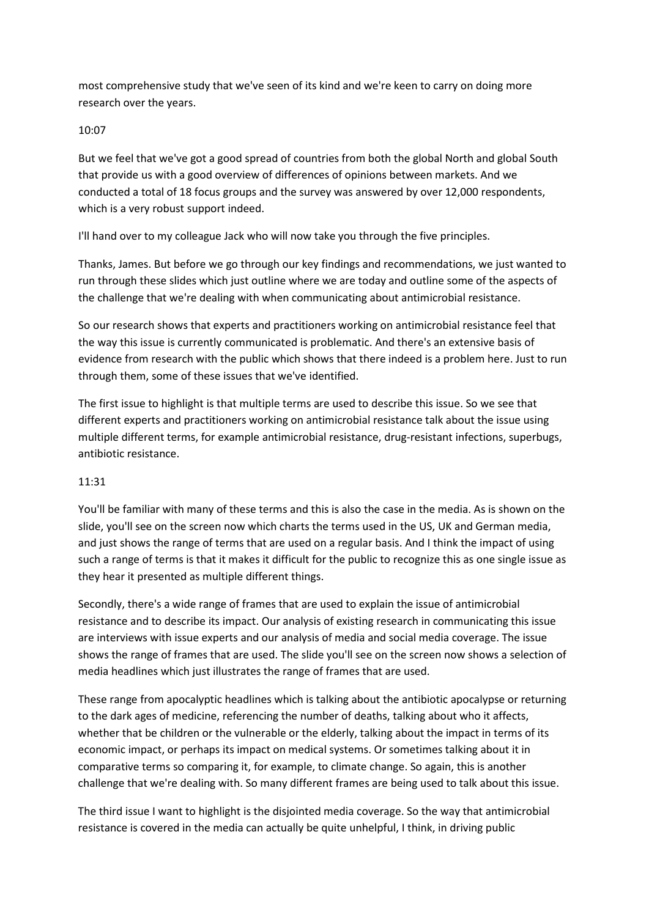most comprehensive study that we've seen of its kind and we're keen to carry on doing more research over the years.

10:07

But we feel that we've got a good spread of countries from both the global North and global South that provide us with a good overview of differences of opinions between markets. And we conducted a total of 18 focus groups and the survey was answered by over 12,000 respondents, which is a very robust support indeed.

I'll hand over to my colleague Jack who will now take you through the five principles.

Thanks, James. But before we go through our key findings and recommendations, we just wanted to run through these slides which just outline where we are today and outline some of the aspects of the challenge that we're dealing with when communicating about antimicrobial resistance.

So our research shows that experts and practitioners working on antimicrobial resistance feel that the way this issue is currently communicated is problematic. And there's an extensive basis of evidence from research with the public which shows that there indeed is a problem here. Just to run through them, some of these issues that we've identified.

The first issue to highlight is that multiple terms are used to describe this issue. So we see that different experts and practitioners working on antimicrobial resistance talk about the issue using multiple different terms, for example antimicrobial resistance, drug-resistant infections, superbugs, antibiotic resistance.

11:31

You'll be familiar with many of these terms and this is also the case in the media. As is shown on the slide, you'll see on the screen now which charts the terms used in the US, UK and German media, and just shows the range of terms that are used on a regular basis. And I think the impact of using such a range of terms is that it makes it difficult for the public to recognize this as one single issue as they hear it presented as multiple different things.

Secondly, there's a wide range of frames that are used to explain the issue of antimicrobial resistance and to describe its impact. Our analysis of existing research in communicating this issue are interviews with issue experts and our analysis of media and social media coverage. The issue shows the range of frames that are used. The slide you'll see on the screen now shows a selection of media headlines which just illustrates the range of frames that are used.

These range from apocalyptic headlines which is talking about the antibiotic apocalypse or returning to the dark ages of medicine, referencing the number of deaths, talking about who it affects, whether that be children or the vulnerable or the elderly, talking about the impact in terms of its economic impact, or perhaps its impact on medical systems. Or sometimes talking about it in comparative terms so comparing it, for example, to climate change. So again, this is another challenge that we're dealing with. So many different frames are being used to talk about this issue.

The third issue I want to highlight is the disjointed media coverage. So the way that antimicrobial resistance is covered in the media can actually be quite unhelpful, I think, in driving public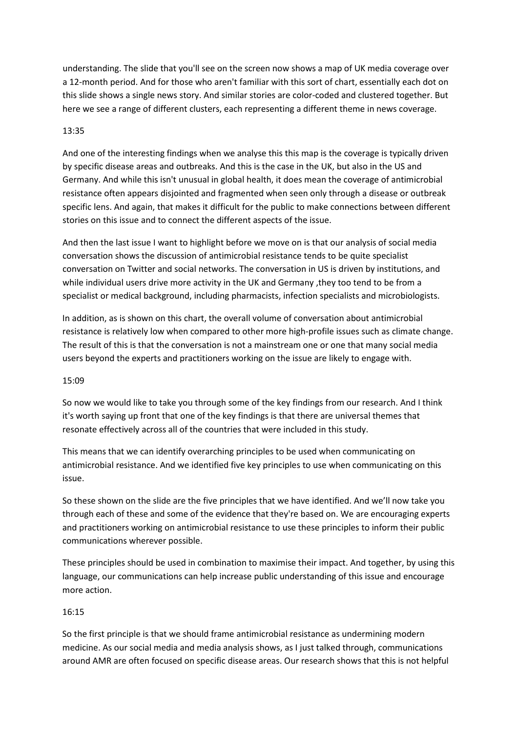understanding. The slide that you'll see on the screen now shows a map of UK media coverage over a 12-month period. And for those who aren't familiar with this sort of chart, essentially each dot on this slide shows a single news story. And similar stories are color-coded and clustered together. But here we see a range of different clusters, each representing a different theme in news coverage.

13:35

And one of the interesting findings when we analyse this this map is the coverage is typically driven by specific disease areas and outbreaks. And this is the case in the UK, but also in the US and Germany. And while this isn't unusual in global health, it does mean the coverage of antimicrobial resistance often appears disjointed and fragmented when seen only through a disease or outbreak specific lens. And again, that makes it difficult for the public to make connections between different stories on this issue and to connect the different aspects of the issue.

And then the last issue I want to highlight before we move on is that our analysis of social media conversation shows the discussion of antimicrobial resistance tends to be quite specialist conversation on Twitter and social networks. The conversation in US is driven by institutions, and while individual users drive more activity in the UK and Germany ,they too tend to be from a specialist or medical background, including pharmacists, infection specialists and microbiologists.

In addition, as is shown on this chart, the overall volume of conversation about antimicrobial resistance is relatively low when compared to other more high-profile issues such as climate change. The result of this is that the conversation is not a mainstream one or one that many social media users beyond the experts and practitioners working on the issue are likely to engage with.

15:09

So now we would like to take you through some of the key findings from our research. And I think it's worth saying up front that one of the key findings is that there are universal themes that resonate effectively across all of the countries that were included in this study.

This means that we can identify overarching principles to be used when communicating on antimicrobial resistance. And we identified five key principles to use when communicating on this issue.

So these shown on the slide are the five principles that we have identified. And we'll now take you through each of these and some of the evidence that they're based on. We are encouraging experts and practitioners working on antimicrobial resistance to use these principles to inform their public communications wherever possible.

These principles should be used in combination to maximise their impact. And together, by using this language, our communications can help increase public understanding of this issue and encourage more action.

16:15

So the first principle is that we should frame antimicrobial resistance as undermining modern medicine. As our social media and media analysis shows, as I just talked through, communications around AMR are often focused on specific disease areas. Our research shows that this is not helpful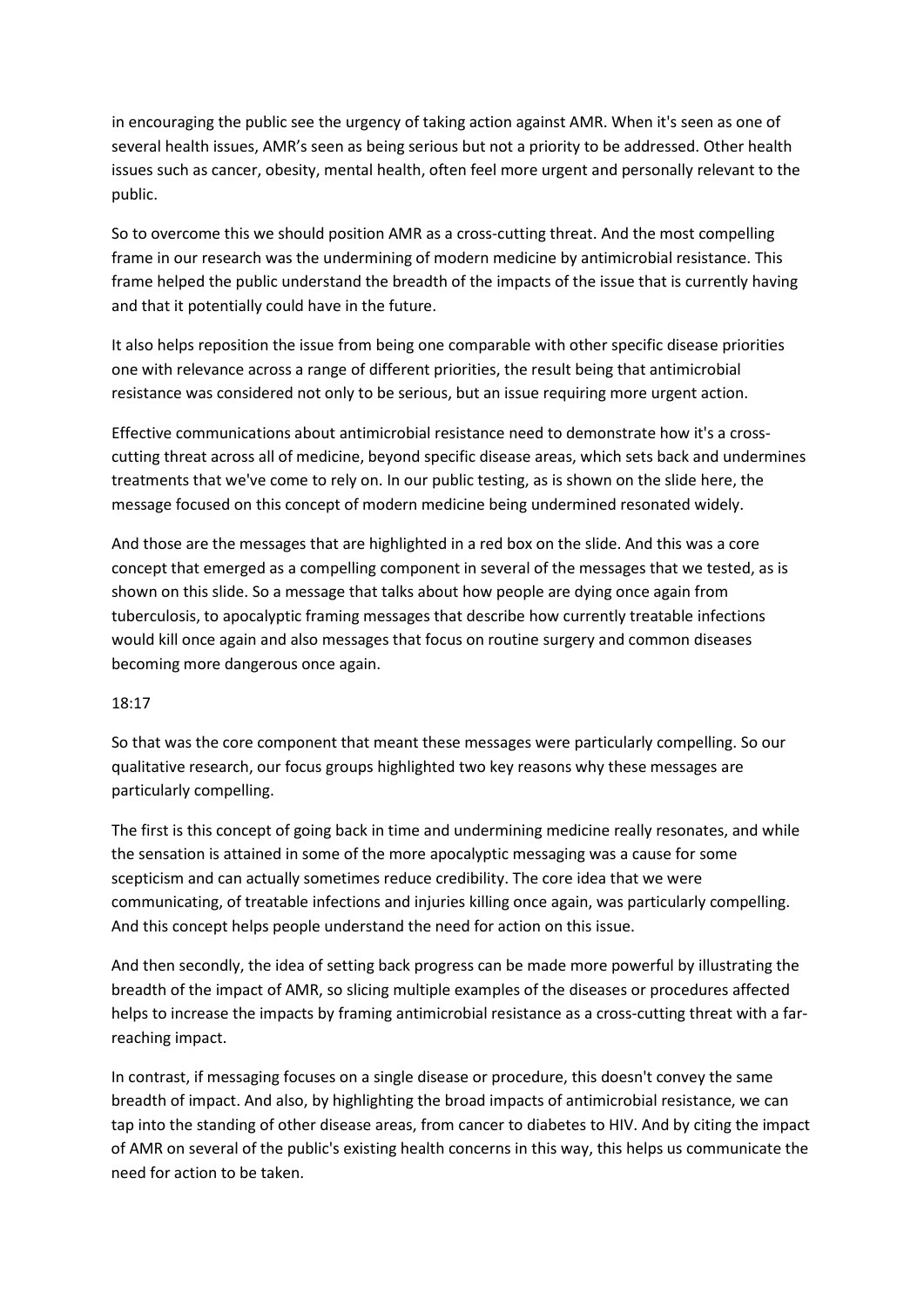in encouraging the public see the urgency of taking action against AMR. When it's seen as one of several health issues, AMR's seen as being serious but not a priority to be addressed. Other health issues such as cancer, obesity, mental health, often feel more urgent and personally relevant to the public.

So to overcome this we should position AMR as a cross-cutting threat. And the most compelling frame in our research was the undermining of modern medicine by antimicrobial resistance. This frame helped the public understand the breadth of the impacts of the issue that is currently having and that it potentially could have in the future.

It also helps reposition the issue from being one comparable with other specific disease priorities one with relevance across a range of different priorities, the result being that antimicrobial resistance was considered not only to be serious, but an issue requiring more urgent action.

Effective communications about antimicrobial resistance need to demonstrate how it's a cross-cutting threat across all of medicine, beyond specific disease areas, which sets back and undermines treatments that we've come to rely on. In our public testing, as is shown on the slide here, the message focused on this concept of modern medicine being undermined resonated widely.

And those are the messages that are highlighted in a red box on the slide. And this was a core concept that emerged as a compelling component in several of the messages that we tested, as is shown on this slide. So a message that talks about how people are dying once again from tuberculosis, to apocalyptic framing messages that describe how currently treatable infections would kill once again and also messages that focus on routine surgery and common diseases becoming more dangerous once again.

18:17

So that was the core component that meant these messages were particularly compelling. So our qualitative research, our focus groups highlighted two key reasons why these messages are particularly compelling.

The first is this concept of going back in time and undermining medicine really resonates, and while the sensation is attained in some of the more apocalyptic messaging was a cause for some scepticism and can actually sometimes reduce credibility. The core idea that we were communicating, of treatable infections and injuries killing once again, was particularly compelling. And this concept helps people understand the need for action on this issue.

And then secondly, the idea of setting back progress can be made more powerful by illustrating the breadth of the impact of AMR, so slicing multiple examples of the diseases or procedures affected helps to increase the impacts by framing antimicrobial resistance as a cross-cutting threat with a far-reaching impact.

In contrast, if messaging focuses on a single disease or procedure, this doesn't convey the same breadth of impact. And also, by highlighting the broad impacts of antimicrobial resistance, we can tap into the standing of other disease areas, from cancer to diabetes to HIV. And by citing the impact of AMR on several of the public's existing health concerns in this way, this helps us communicate the need for action to be taken.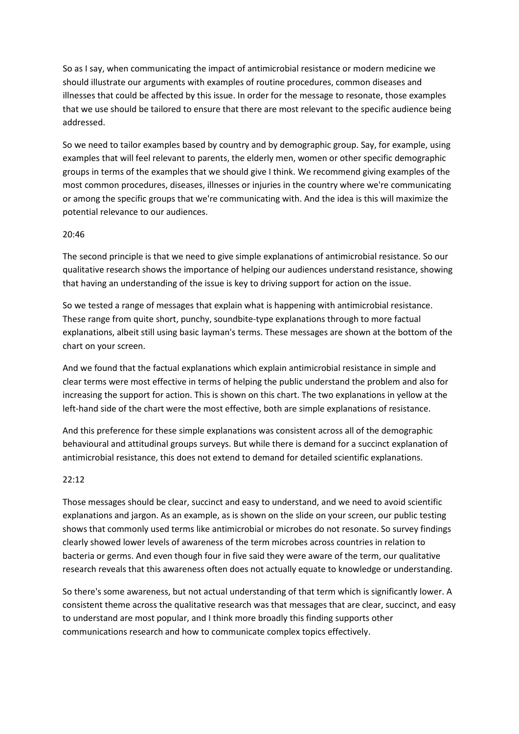So as I say, when communicating the impact of antimicrobial resistance or modern medicine we should illustrate our arguments with examples of routine procedures, common diseases and illnesses that could be affected by this issue. In order for the message to resonate, those examples that we use should be tailored to ensure that there are most relevant to the specific audience being addressed.

So we need to tailor examples based by country and by demographic group. Say, for example, using examples that will feel relevant to parents, the elderly men, women or other specific demographic groups in terms of the examples that we should give I think. We recommend giving examples of the most common procedures, diseases, illnesses or injuries in the country where we're communicating or among the specific groups that we're communicating with. And the idea is this will maximize the potential relevance to our audiences.

20:46

The second principle is that we need to give simple explanations of antimicrobial resistance. So our qualitative research shows the importance of helping our audiences understand resistance, showing that having an understanding of the issue is key to driving support for action on the issue.

So we tested a range of messages that explain what is happening with antimicrobial resistance. These range from quite short, punchy, soundbite-type explanations through to more factual explanations, albeit still using basic layman's terms. These messages are shown at the bottom of the chart on your screen.

And we found that the factual explanations which explain antimicrobial resistance in simple and clear terms were most effective in terms of helping the public understand the problem and also for increasing the support for action. This is shown on this chart. The two explanations in yellow at the left-hand side of the chart were the most effective, both are simple explanations of resistance.

And this preference for these simple explanations was consistent across all of the demographic behavioural and attitudinal groups surveys. But while there is demand for a succinct explanation of antimicrobial resistance, this does not extend to demand for detailed scientific explanations.

22:12

Those messages should be clear, succinct and easy to understand, and we need to avoid scientific explanations and jargon. As an example, as is shown on the slide on your screen, our public testing shows that commonly used terms like antimicrobial or microbes do not resonate. So survey findings clearly showed lower levels of awareness of the term microbes across countries in relation to bacteria or germs. And even though four in five said they were aware of the term, our qualitative research reveals that this awareness often does not actually equate to knowledge or understanding.

So there's some awareness, but not actual understanding of that term which is significantly lower. A consistent theme across the qualitative research was that messages that are clear, succinct, and easy to understand are most popular, and I think more broadly this finding supports other communications research and how to communicate complex topics effectively.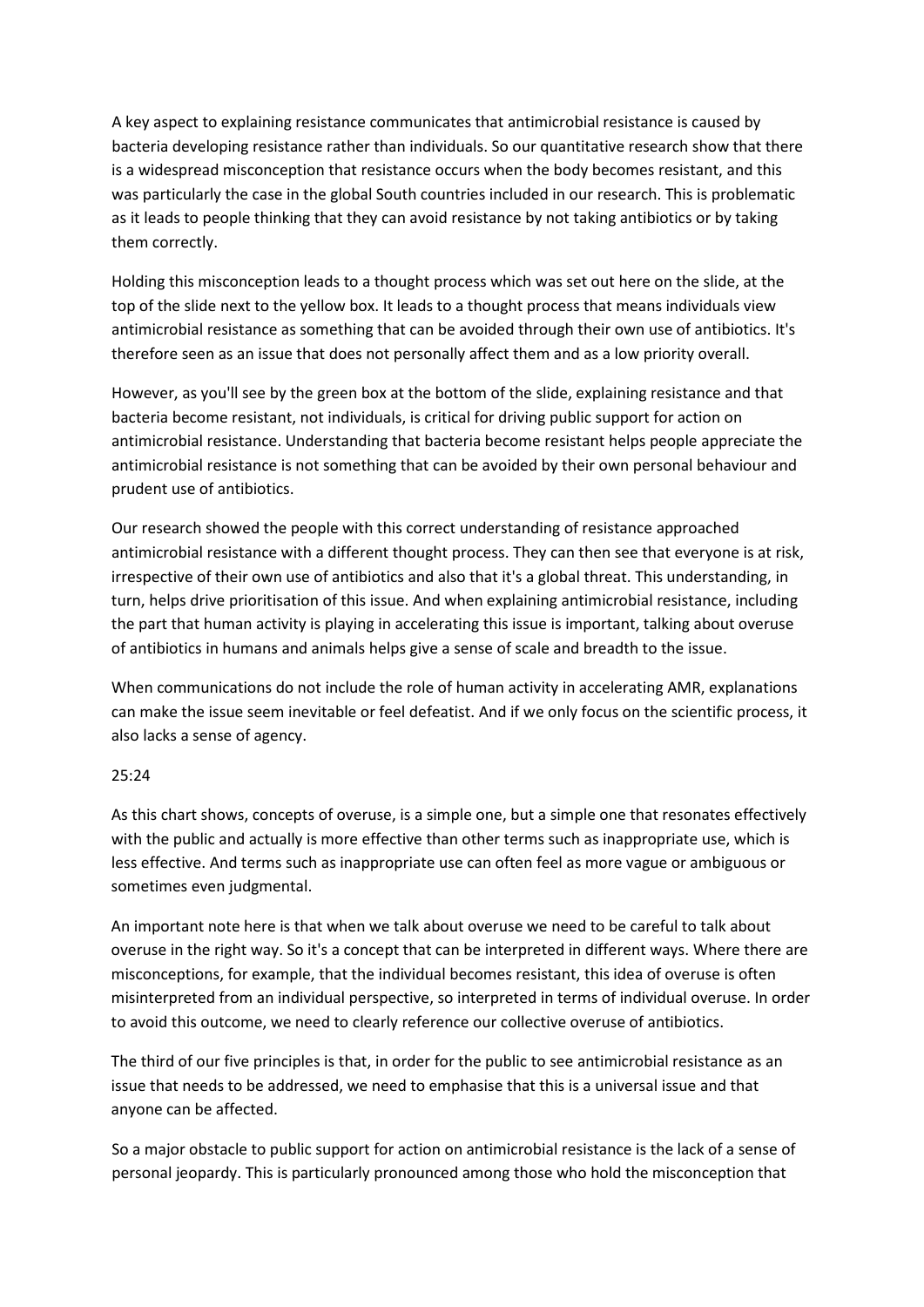A key aspect to explaining resistance communicates that antimicrobial resistance is caused by bacteria developing resistance rather than individuals. So our quantitative research show that there is a widespread misconception that resistance occurs when the body becomes resistant, and this was particularly the case in the global South countries included in our research. This is problematic as it leads to people thinking that they can avoid resistance by not taking antibiotics or by taking them correctly.

Holding this misconception leads to a thought process which was set out here on the slide, at the top of the slide next to the yellow box. It leads to a thought process that means individuals view antimicrobial resistance as something that can be avoided through their own use of antibiotics. It's therefore seen as an issue that does not personally affect them and as a low priority overall.

However, as you'll see by the green box at the bottom of the slide, explaining resistance and that bacteria become resistant, not individuals, is critical for driving public support for action on antimicrobial resistance. Understanding that bacteria become resistant helps people appreciate the antimicrobial resistance is not something that can be avoided by their own personal behaviour and prudent use of antibiotics.

Our research showed the people with this correct understanding of resistance approached antimicrobial resistance with a different thought process. They can then see that everyone is at risk, irrespective of their own use of antibiotics and also that it's a global threat. This understanding, in turn, helps drive prioritisation of this issue. And when explaining antimicrobial resistance, including the part that human activity is playing in accelerating this issue is important, talking about overuse of antibiotics in humans and animals helps give a sense of scale and breadth to the issue.

When communications do not include the role of human activity in accelerating AMR, explanations can make the issue seem inevitable or feel defeatist. And if we only focus on the scientific process, it also lacks a sense of agency.

25:24

As this chart shows, concepts of overuse, is a simple one, but a simple one that resonates effectively with the public and actually is more effective than other terms such as inappropriate use, which is less effective. And terms such as inappropriate use can often feel as more vague or ambiguous or sometimes even judgmental.

An important note here is that when we talk about overuse we need to be careful to talk about overuse in the right way. So it's a concept that can be interpreted in different ways. Where there are misconceptions, for example, that the individual becomes resistant, this idea of overuse is often misinterpreted from an individual perspective, so interpreted in terms of individual overuse. In order to avoid this outcome, we need to clearly reference our collective overuse of antibiotics.

The third of our five principles is that, in order for the public to see antimicrobial resistance as an issue that needs to be addressed, we need to emphasise that this is a universal issue and that anyone can be affected.

So a major obstacle to public support for action on antimicrobial resistance is the lack of a sense of personal jeopardy. This is particularly pronounced among those who hold the misconception that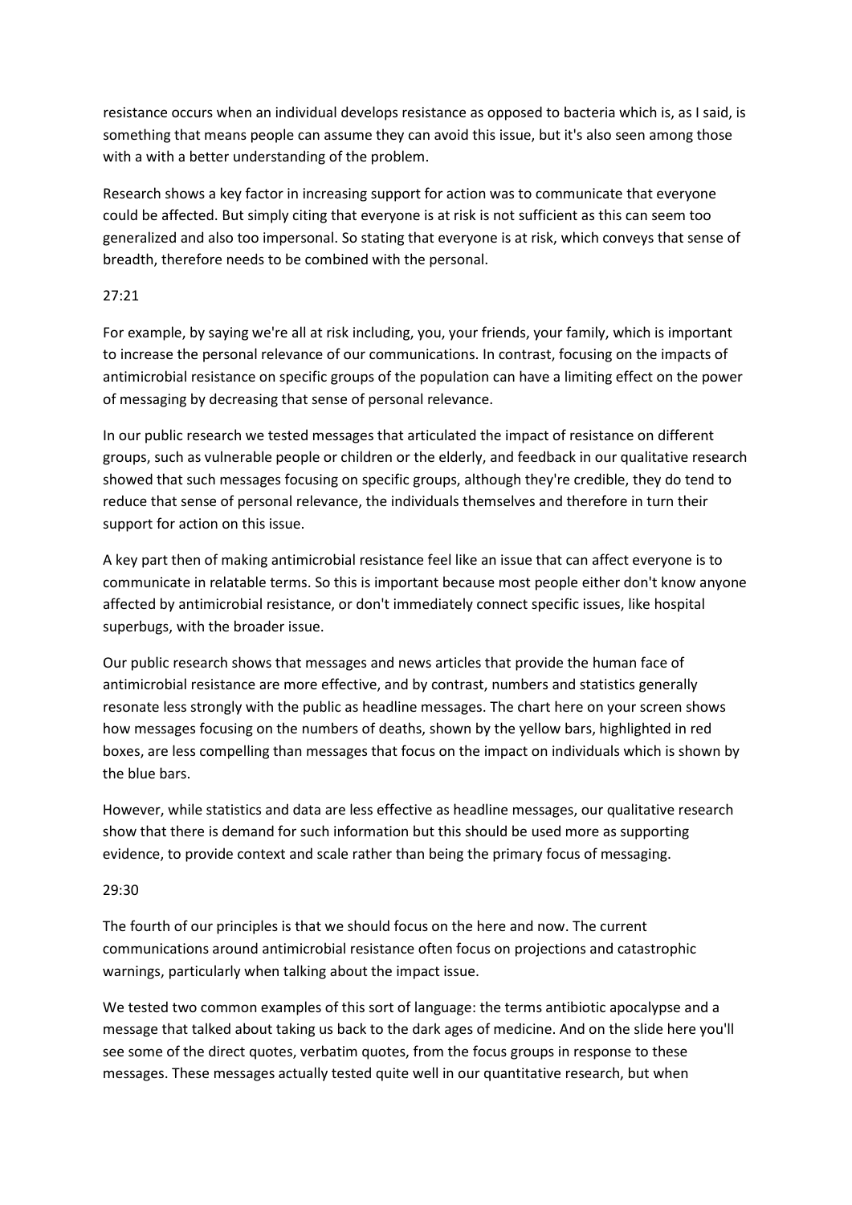resistance occurs when an individual develops resistance as opposed to bacteria which is, as I said, is something that means people can assume they can avoid this issue, but it's also seen among those with a with a better understanding of the problem.

Research shows a key factor in increasing support for action was to communicate that everyone could be affected. But simply citing that everyone is at risk is not sufficient as this can seem too generalized and also too impersonal. So stating that everyone is at risk, which conveys that sense of breadth, therefore needs to be combined with the personal.

27:21

For example, by saying we're all at risk including, you, your friends, your family, which is important to increase the personal relevance of our communications. In contrast, focusing on the impacts of antimicrobial resistance on specific groups of the population can have a limiting effect on the power of messaging by decreasing that sense of personal relevance.

In our public research we tested messages that articulated the impact of resistance on different groups, such as vulnerable people or children or the elderly, and feedback in our qualitative research showed that such messages focusing on specific groups, although they're credible, they do tend to reduce that sense of personal relevance, the individuals themselves and therefore in turn their support for action on this issue.

A key part then of making antimicrobial resistance feel like an issue that can affect everyone is to communicate in relatable terms. So this is important because most people either don't know anyone affected by antimicrobial resistance, or don't immediately connect specific issues, like hospital superbugs, with the broader issue.

Our public research shows that messages and news articles that provide the human face of antimicrobial resistance are more effective, and by contrast, numbers and statistics generally resonate less strongly with the public as headline messages. The chart here on your screen shows how messages focusing on the numbers of deaths, shown by the yellow bars, highlighted in red boxes, are less compelling than messages that focus on the impact on individuals which is shown by the blue bars.

However, while statistics and data are less effective as headline messages, our qualitative research show that there is demand for such information but this should be used more as supporting evidence, to provide context and scale rather than being the primary focus of messaging.

29:30

The fourth of our principles is that we should focus on the here and now. The current communications around antimicrobial resistance often focus on projections and catastrophic warnings, particularly when talking about the impact issue.

We tested two common examples of this sort of language: the terms antibiotic apocalypse and a message that talked about taking us back to the dark ages of medicine. And on the slide here you'll see some of the direct quotes, verbatim quotes, from the focus groups in response to these messages. These messages actually tested quite well in our quantitative research, but when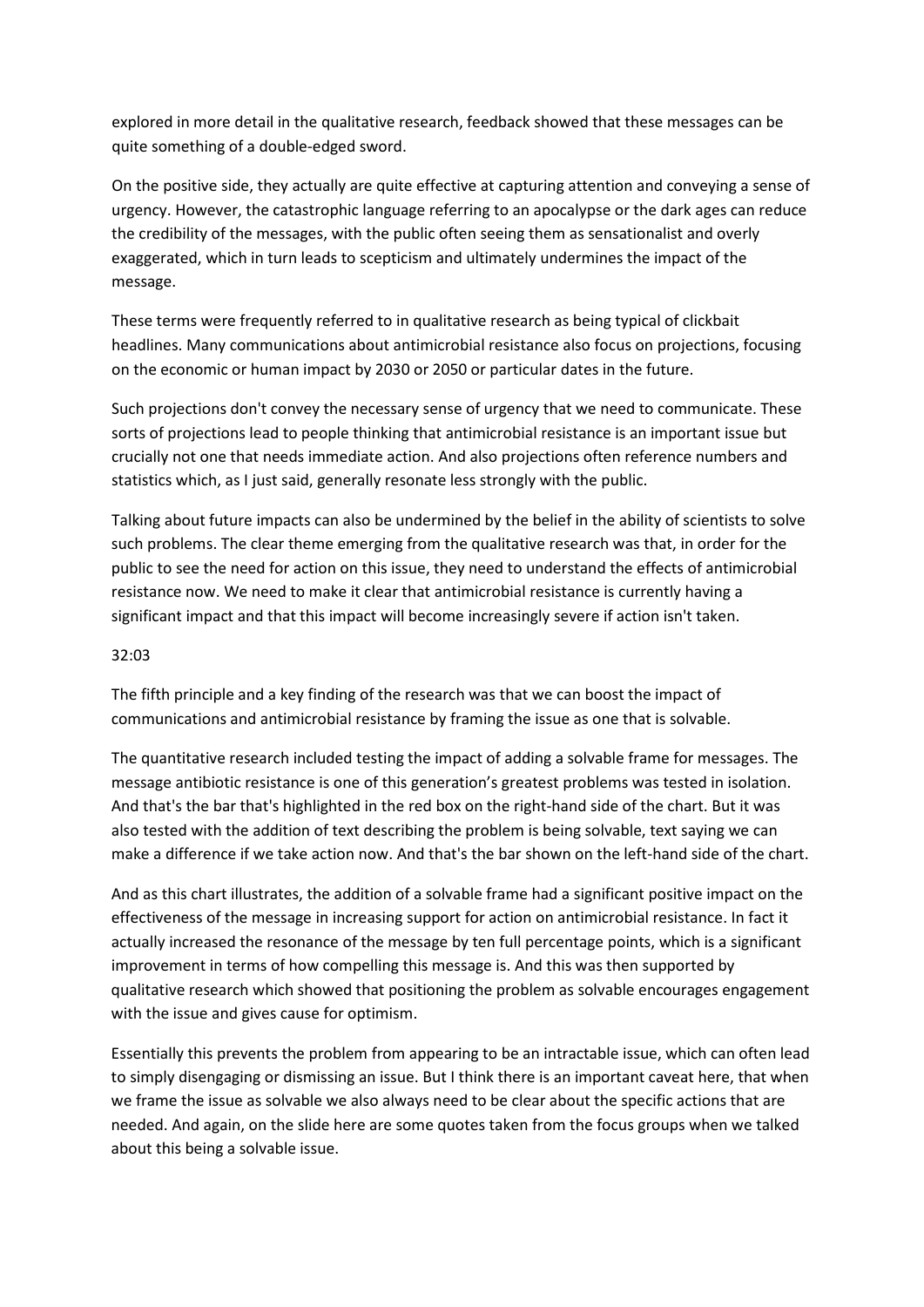explored in more detail in the qualitative research, feedback showed that these messages can be quite something of a double-edged sword.

On the positive side, they actually are quite effective at capturing attention and conveying a sense of urgency. However, the catastrophic language referring to an apocalypse or the dark ages can reduce the credibility of the messages, with the public often seeing them as sensationalist and overly exaggerated, which in turn leads to scepticism and ultimately undermines the impact of the message.

These terms were frequently referred to in qualitative research as being typical of clickbait headlines. Many communications about antimicrobial resistance also focus on projections, focusing on the economic or human impact by 2030 or 2050 or particular dates in the future.

Such projections don't convey the necessary sense of urgency that we need to communicate. These sorts of projections lead to people thinking that antimicrobial resistance is an important issue but crucially not one that needs immediate action. And also projections often reference numbers and statistics which, as I just said, generally resonate less strongly with the public.

Talking about future impacts can also be undermined by the belief in the ability of scientists to solve such problems. The clear theme emerging from the qualitative research was that, in order for the public to see the need for action on this issue, they need to understand the effects of antimicrobial resistance now. We need to make it clear that antimicrobial resistance is currently having a significant impact and that this impact will become increasingly severe if action isn't taken.

32:03

The fifth principle and a key finding of the research was that we can boost the impact of communications and antimicrobial resistance by framing the issue as one that is solvable.

The quantitative research included testing the impact of adding a solvable frame for messages. The message antibiotic resistance is one of this generation's greatest problems was tested in isolation. And that's the bar that's highlighted in the red box on the right-hand side of the chart. But it was also tested with the addition of text describing the problem is being solvable, text saying we can make a difference if we take action now. And that's the bar shown on the left-hand side of the chart.

And as this chart illustrates, the addition of a solvable frame had a significant positive impact on the effectiveness of the message in increasing support for action on antimicrobial resistance. In fact it actually increased the resonance of the message by ten full percentage points, which is a significant improvement in terms of how compelling this message is. And this was then supported by qualitative research which showed that positioning the problem as solvable encourages engagement with the issue and gives cause for optimism.

Essentially this prevents the problem from appearing to be an intractable issue, which can often lead to simply disengaging or dismissing an issue. But I think there is an important caveat here, that when we frame the issue as solvable we also always need to be clear about the specific actions that are needed. And again, on the slide here are some quotes taken from the focus groups when we talked about this being a solvable issue.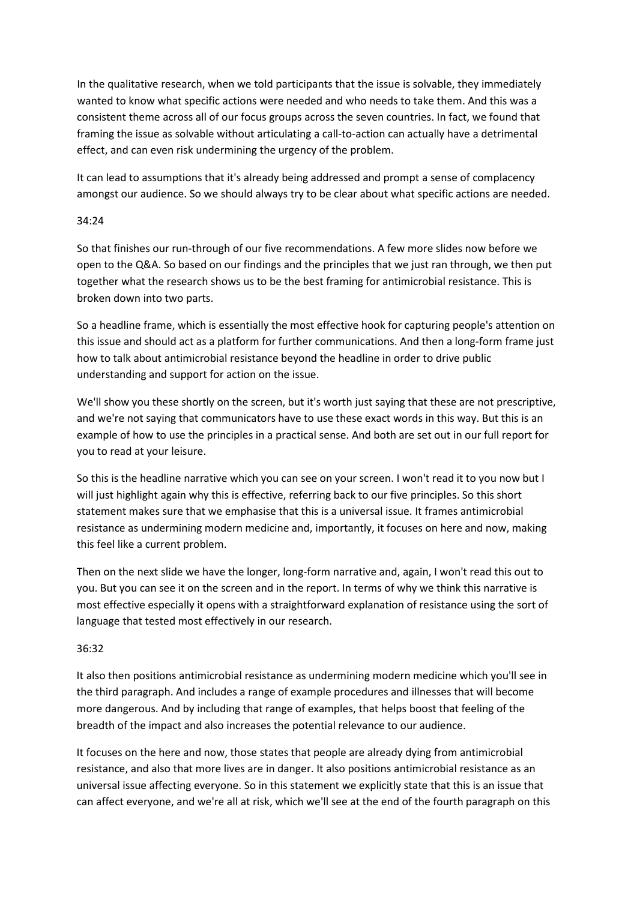In the qualitative research, when we told participants that the issue is solvable, they immediately wanted to know what specific actions were needed and who needs to take them. And this was a consistent theme across all of our focus groups across the seven countries. In fact, we found that framing the issue as solvable without articulating a call-to-action can actually have a detrimental effect, and can even risk undermining the urgency of the problem.

It can lead to assumptions that it's already being addressed and prompt a sense of complacency amongst our audience. So we should always try to be clear about what specific actions are needed.

34:24

So that finishes our run-through of our five recommendations. A few more slides now before we open to the Q&A. So based on our findings and the principles that we just ran through, we then put together what the research shows us to be the best framing for antimicrobial resistance. This is broken down into two parts.

So a headline frame, which is essentially the most effective hook for capturing people's attention on this issue and should act as a platform for further communications. And then a long-form frame just how to talk about antimicrobial resistance beyond the headline in order to drive public understanding and support for action on the issue.

We'll show you these shortly on the screen, but it's worth just saying that these are not prescriptive, and we're not saying that communicators have to use these exact words in this way. But this is an example of how to use the principles in a practical sense. And both are set out in our full report for you to read at your leisure.

So this is the headline narrative which you can see on your screen. I won't read it to you now but I will just highlight again why this is effective, referring back to our five principles. So this short statement makes sure that we emphasise that this is a universal issue. It frames antimicrobial resistance as undermining modern medicine and, importantly, it focuses on here and now, making this feel like a current problem.

Then on the next slide we have the longer, long-form narrative and, again, I won't read this out to you. But you can see it on the screen and in the report. In terms of why we think this narrative is most effective especially it opens with a straightforward explanation of resistance using the sort of language that tested most effectively in our research.

36:32

It also then positions antimicrobial resistance as undermining modern medicine which you'll see in the third paragraph. And includes a range of example procedures and illnesses that will become more dangerous. And by including that range of examples, that helps boost that feeling of the breadth of the impact and also increases the potential relevance to our audience.

It focuses on the here and now, those states that people are already dying from antimicrobial resistance, and also that more lives are in danger. It also positions antimicrobial resistance as an universal issue affecting everyone. So in this statement we explicitly state that this is an issue that can affect everyone, and we're all at risk, which we'll see at the end of the fourth paragraph on this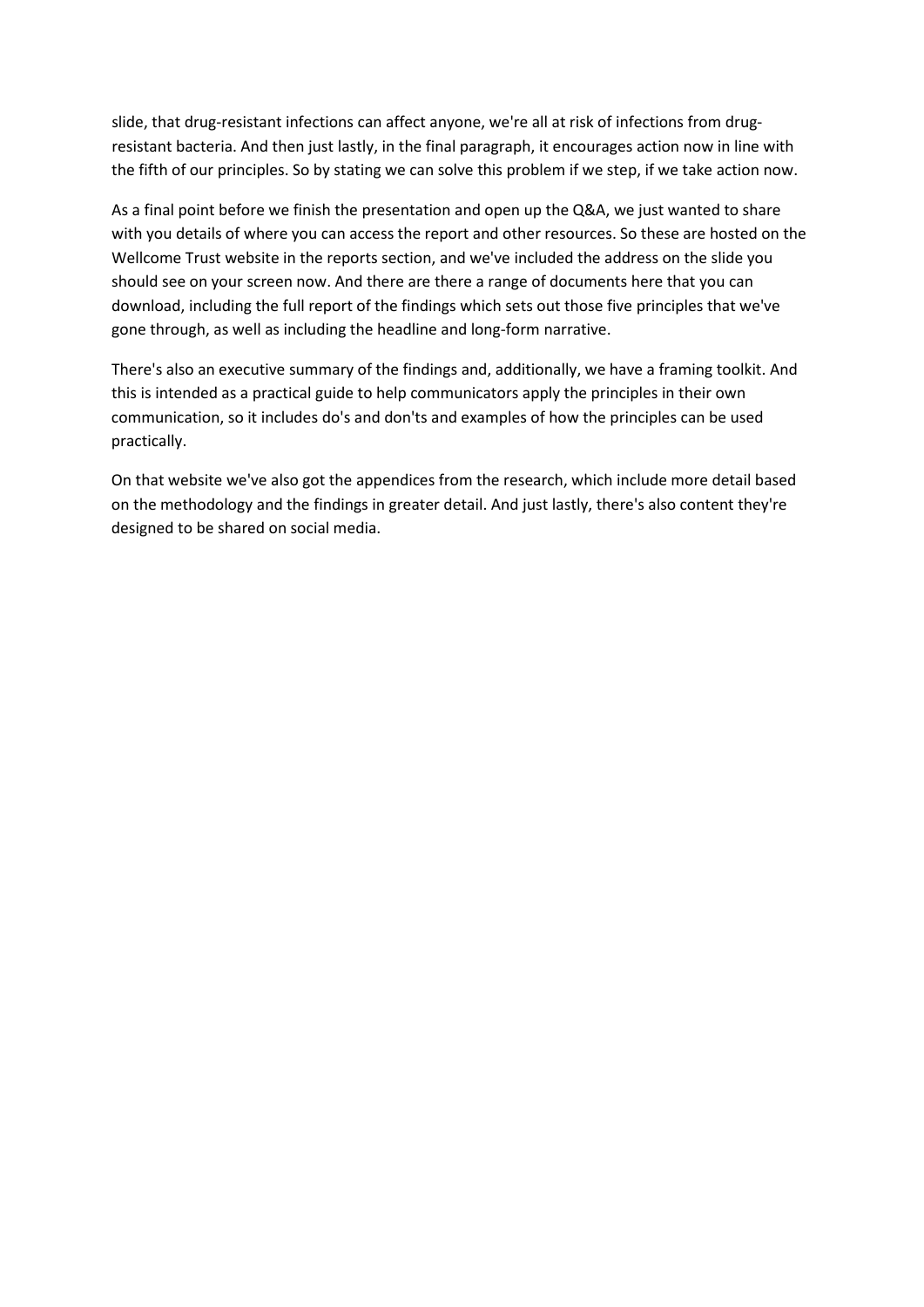slide, that drug-resistant infections can affect anyone, we're all at risk of infections from drug-resistant bacteria. And then just lastly, in the final paragraph, it encourages action now in line with the fifth of our principles. So by stating we can solve this problem if we step, if we take action now.

As a final point before we finish the presentation and open up the Q&A, we just wanted to share with you details of where you can access the report and other resources. So these are hosted on the Wellcome Trust website in the reports section, and we've included the address on the slide you should see on your screen now. And there are there a range of documents here that you can download, including the full report of the findings which sets out those five principles that we've gone through, as well as including the headline and long-form narrative.

There's also an executive summary of the findings and, additionally, we have a framing toolkit. And this is intended as a practical guide to help communicators apply the principles in their own communication, so it includes do's and don'ts and examples of how the principles can be used practically.

On that website we've also got the appendices from the research, which include more detail based on the methodology and the findings in greater detail. And just lastly, there's also content they're designed to be shared on social media.